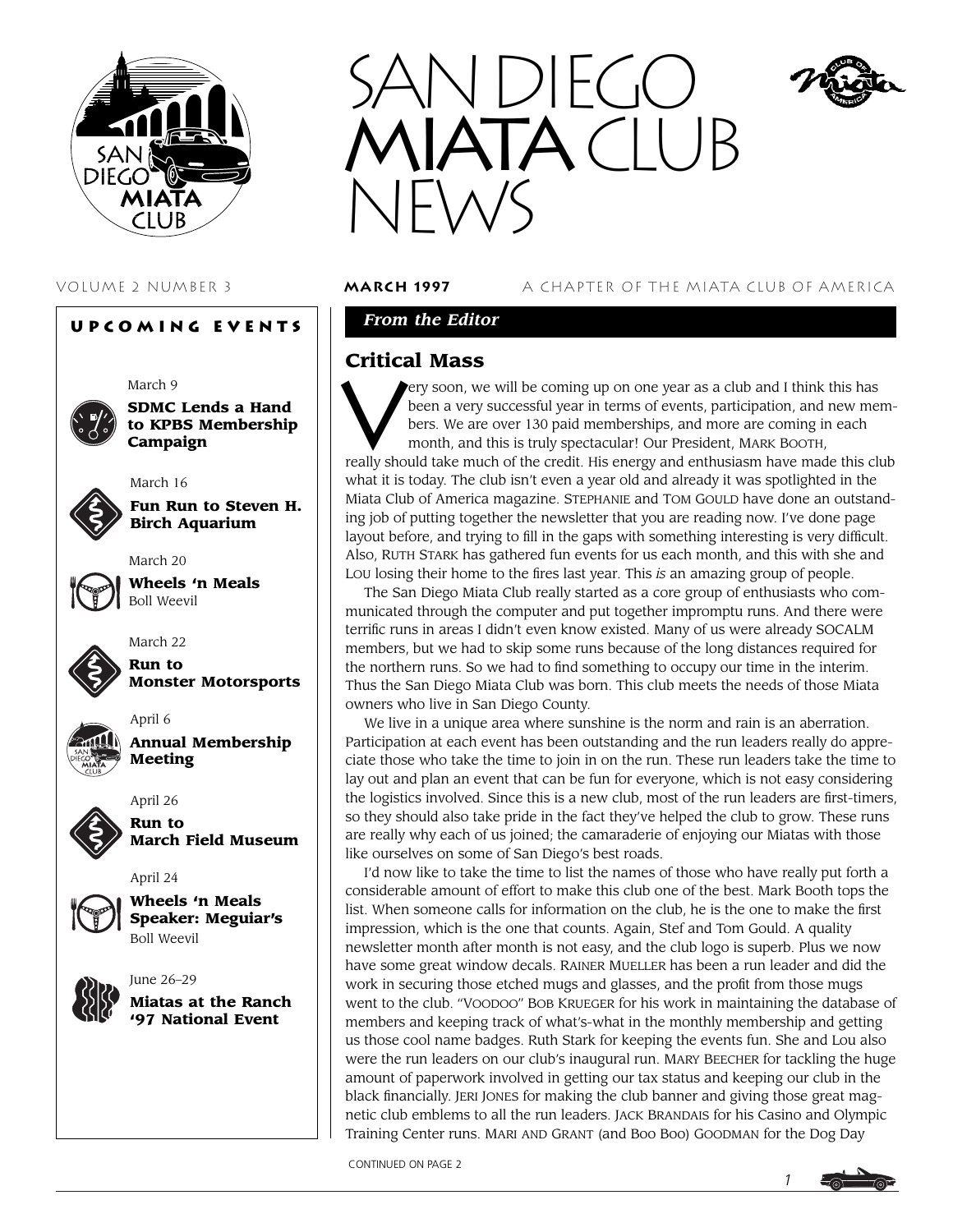# SAN DIEGO MIATA CLUB NEWS

VOLUME 2 NUMBER 3 **MARCH 1997** A CHAPTER OF THE MIATA CLUB OF AMERICA

## UPCOMING EVENTS

March 9
**SDMC Lends a Hand to KPBS Membership Campaign**

March 16
**Fun Run to Steven H. Birch Aquarium**

March 20
**Wheels 'n Meals**
Boll Weevil

March 22
**Run to Monster Motorsports**

April 6
**Annual Membership Meeting**

April 26
**Run to March Field Museum**

April 24
**Wheels 'n Meals Speaker: Meguiar's**
Boll Weevil

June 26–29
**Miatas at the Ranch '97 National Event**

*From the Editor*

## Critical Mass

Very soon, we will be coming up on one year as a club and I think this has been a very successful year in terms of events, participation, and new members. We are over 130 paid memberships, and more are coming in each month, and this is truly spectacular! Our President, MARK BOOTH, really should take much of the credit. His energy and enthusiasm have made this club what it is today. The club isn't even a year old and already it was spotlighted in the Miata Club of America magazine. STEPHANIE and TOM GOULD have done an outstanding job of putting together the newsletter that you are reading now. I've done page layout before, and trying to fill in the gaps with something interesting is very difficult. Also, RUTH STARK has gathered fun events for us each month, and this with she and LOU losing their home to the fires last year. This *is* an amazing group of people.

The San Diego Miata Club really started as a core group of enthusiasts who communicated through the computer and put together impromptu runs. And there were terrific runs in areas I didn't even know existed. Many of us were already SOCALM members, but we had to skip some runs because of the long distances required for the northern runs. So we had to find something to occupy our time in the interim. Thus the San Diego Miata Club was born. This club meets the needs of those Miata owners who live in San Diego County.

We live in a unique area where sunshine is the norm and rain is an aberration. Participation at each event has been outstanding and the run leaders really do appreciate those who take the time to join in on the run. These run leaders take the time to lay out and plan an event that can be fun for everyone, which is not easy considering the logistics involved. Since this is a new club, most of the run leaders are first-timers, so they should also take pride in the fact they've helped the club to grow. These runs are really why each of us joined; the camaraderie of enjoying our Miatas with those like ourselves on some of San Diego's best roads.

I'd now like to take the time to list the names of those who have really put forth a considerable amount of effort to make this club one of the best. Mark Booth tops the list. When someone calls for information on the club, he is the one to make the first impression, which is the one that counts. Again, Stef and Tom Gould. A quality newsletter month after month is not easy, and the club logo is superb. Plus we now have some great window decals. RAINER MUELLER has been a run leader and did the work in securing those etched mugs and glasses, and the profit from those mugs went to the club. "VOODOO" BOB KRUEGER for his work in maintaining the database of members and keeping track of what's-what in the monthly membership and getting us those cool name badges. Ruth Stark for keeping the events fun. She and Lou also were the run leaders on our club's inaugural run. MARY BEECHER for tackling the huge amount of paperwork involved in getting our tax status and keeping our club in the black financially. JERI JONES for making the club banner and giving those great magnetic club emblems to all the run leaders. JACK BRANDAIS for his Casino and Olympic Training Center runs. MARI AND GRANT (and BOO BOO) GOODMAN for the Dog Day

CONTINUED ON PAGE 2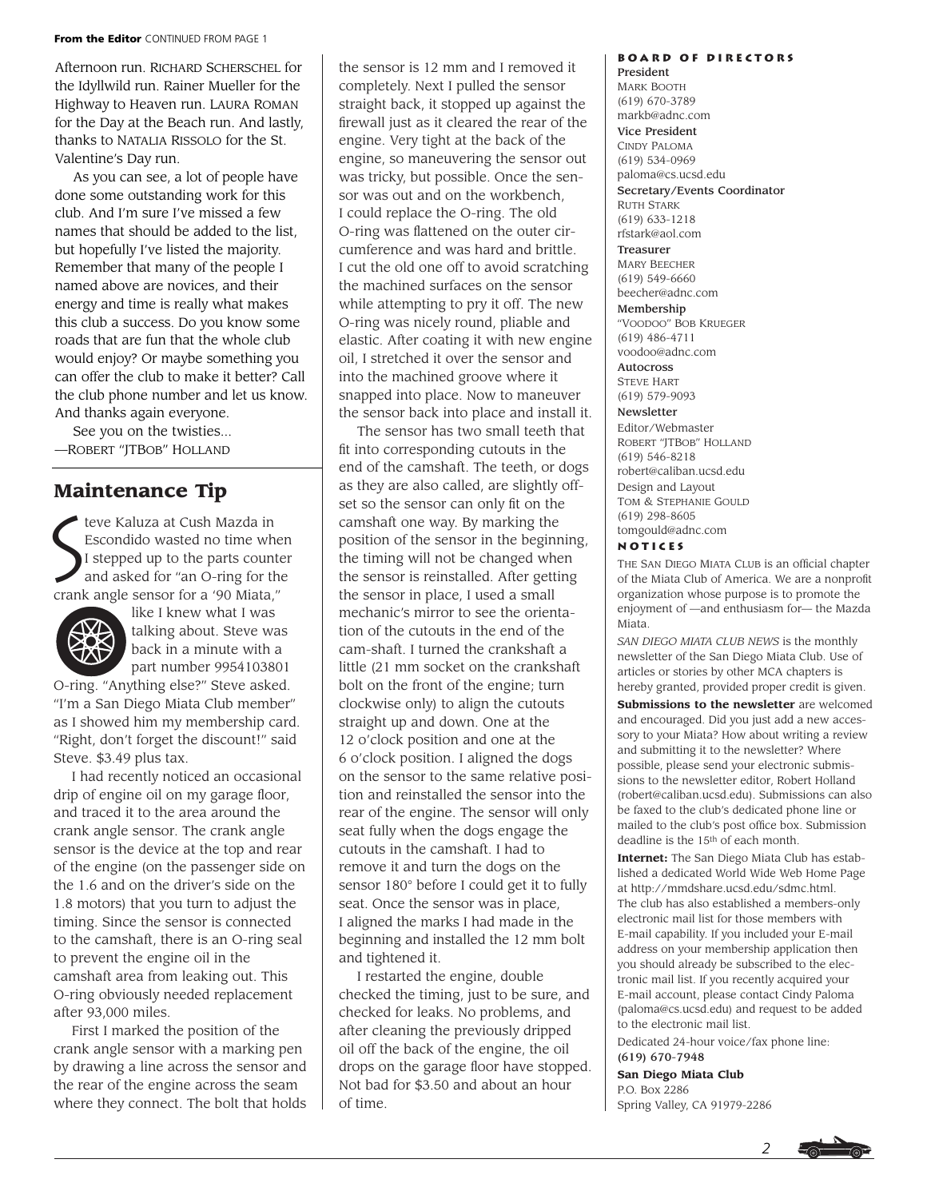**From the Editor** CONTINUED FROM PAGE 1

Afternoon run. Richard Scherschel for the Idyllwild run. Rainer Mueller for the Highway to Heaven run. Laura Roman for the Day at the Beach run. And lastly, thanks to Natalia Rissolo for the St. Valentine's Day run.

As you can see, a lot of people have done some outstanding work for this club. And I'm sure I've missed a few names that should be added to the list, but hopefully I've listed the majority. Remember that many of the people I named above are novices, and their energy and time is really what makes this club a success. Do you know some roads that are fun that the whole club would enjoy? Or maybe something you can offer the club to make it better? Call the club phone number and let us know. And thanks again everyone.

See you on the twisties...
—Robert "JTBob" Holland

## Maintenance Tip

Steve Kaluza at Cush Mazda in Escondido wasted no time when I stepped up to the parts counter and asked for "an O-ring for the crank angle sensor for a '90 Miata," like I knew what I was talking about. Steve was back in a minute with a part number 9954103801 O-ring. "Anything else?" Steve asked. "I'm a San Diego Miata Club member" as I showed him my membership card. "Right, don't forget the discount!" said Steve. $3.49 plus tax.

I had recently noticed an occasional drip of engine oil on my garage floor, and traced it to the area around the crank angle sensor. The crank angle sensor is the device at the top and rear of the engine (on the passenger side on the 1.6 and on the driver's side on the 1.8 motors) that you turn to adjust the timing. Since the sensor is connected to the camshaft, there is an O-ring seal to prevent the engine oil in the camshaft area from leaking out. This O-ring obviously needed replacement after 93,000 miles.

First I marked the position of the crank angle sensor with a marking pen by drawing a line across the sensor and the rear of the engine across the seam where they connect. The bolt that holds the sensor is 12 mm and I removed it completely. Next I pulled the sensor straight back, it stopped up against the firewall just as it cleared the rear of the engine. Very tight at the back of the engine, so maneuvering the sensor out was tricky, but possible. Once the sensor was out and on the workbench, I could replace the O-ring. The old O-ring was flattened on the outer circumference and was hard and brittle. I cut the old one off to avoid scratching the machined surfaces on the sensor while attempting to pry it off. The new O-ring was nicely round, pliable and elastic. After coating it with new engine oil, I stretched it over the sensor and into the machined groove where it snapped into place. Now to maneuver the sensor back into place and install it.

The sensor has two small teeth that fit into corresponding cutouts in the end of the camshaft. The teeth, or dogs as they are also called, are slightly offset so the sensor can only fit on the camshaft one way. By marking the position of the sensor in the beginning, the timing will not be changed when the sensor is reinstalled. After getting the sensor in place, I used a small mechanic's mirror to see the orientation of the cutouts in the end of the cam-shaft. I turned the crankshaft a little (21 mm socket on the crankshaft bolt on the front of the engine; turn clockwise only) to align the cutouts straight up and down. One at the 12 o'clock position and one at the 6 o'clock position. I aligned the dogs on the sensor to the same relative position and reinstalled the sensor into the rear of the engine. The sensor will only seat fully when the dogs engage the cutouts in the camshaft. I had to remove it and turn the dogs on the sensor 180° before I could get it to fully seat. Once the sensor was in place, I aligned the marks I had made in the beginning and installed the 12 mm bolt and tightened it.

I restarted the engine, double checked the timing, just to be sure, and checked for leaks. No problems, and after cleaning the previously dripped oil off the back of the engine, the oil drops on the garage floor have stopped. Not bad for $3.50 and about an hour of time.

### Board of Directors

**President**
Mark Booth
(619) 670-3789
markb@adnc.com

**Vice President**
Cindy Paloma
(619) 534-0969
paloma@cs.ucsd.edu

**Secretary/Events Coordinator**
Ruth Stark
(619) 633-1218
rfstark@aol.com

**Treasurer**
Mary Beecher
(619) 549-6660
beecher@adnc.com

**Membership**
"Voodoo" Bob Krueger
(619) 486-4711
voodoo@adnc.com

**Autocross**
Steve Hart
(619) 579-9093

**Newsletter**
Editor/Webmaster
Robert "JTBob" Holland
(619) 546-8218
robert@caliban.ucsd.edu
Design and Layout
Tom & Stephanie Gould
(619) 298-8605
tomgould@adnc.com

### Notices

The San Diego Miata Club is an official chapter of the Miata Club of America. We are a nonprofit organization whose purpose is to promote the enjoyment of —and enthusiasm for— the Mazda Miata.

*San Diego Miata Club News* is the monthly newsletter of the San Diego Miata Club. Use of articles or stories by other MCA chapters is hereby granted, provided proper credit is given.

**Submissions to the newsletter** are welcomed and encouraged. Did you just add a new accessory to your Miata? How about writing a review and submitting it to the newsletter? Where possible, please send your electronic submissions to the newsletter editor, Robert Holland (robert@caliban.ucsd.edu). Submissions can also be faxed to the club's dedicated phone line or mailed to the club's post office box. Submission deadline is the 15th of each month.

**Internet:** The San Diego Miata Club has established a dedicated World Wide Web Home Page at http://mmdshare.ucsd.edu/sdmc.html. The club has also established a members-only electronic mail list for those members with E-mail capability. If you included your E-mail address on your membership application then you should already be subscribed to the electronic mail list. If you recently acquired your E-mail account, please contact Cindy Paloma (paloma@cs.ucsd.edu) and request to be added to the electronic mail list.

Dedicated 24-hour voice/fax phone line:
**(619) 670-7948**

**San Diego Miata Club**
P.O. Box 2286
Spring Valley, CA 91979-2286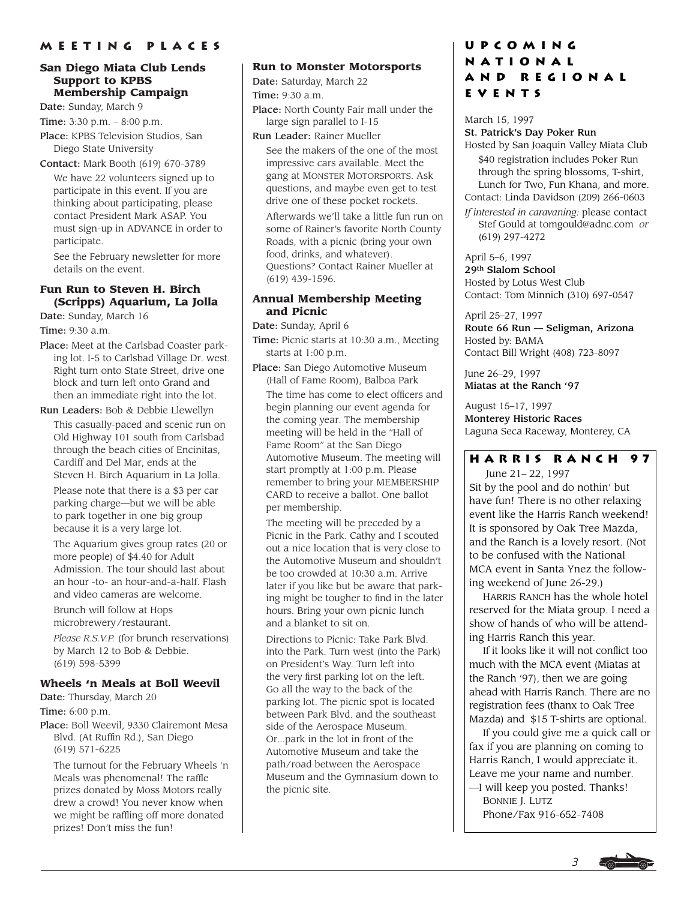## Meeting Places

### San Diego Miata Club Lends Support to KPBS Membership Campaign

**Date:** Sunday, March 9

**Time:** 3:30 p.m. – 8:00 p.m.

**Place:** KPBS Television Studios, San Diego State University

**Contact:** Mark Booth (619) 670-3789

We have 22 volunteers signed up to participate in this event. If you are thinking about participating, please contact President Mark ASAP. You must sign-up in ADVANCE in order to participate.

See the February newsletter for more details on the event.

### Fun Run to Steven H. Birch (Scripps) Aquarium, La Jolla

**Date:** Sunday, March 16

**Time:** 9:30 a.m.

**Place:** Meet at the Carlsbad Coaster parking lot. I-5 to Carlsbad Village Dr. west. Right turn onto State Street, drive one block and turn left onto Grand and then an immediate right into the lot.

**Run Leaders:** Bob & Debbie Llewellyn

This casually-paced and scenic run on Old Highway 101 south from Carlsbad through the beach cities of Encinitas, Cardiff and Del Mar, ends at the Steven H. Birch Aquarium in La Jolla.

Please note that there is a $3 per car parking charge—but we will be able to park together in one big group because it is a very large lot.

The Aquarium gives group rates (20 or more people) of $4.40 for Adult Admission. The tour should last about an hour -to- an hour-and-a-half. Flash and video cameras are welcome.

Brunch will follow at Hops microbrewery/restaurant.

*Please R.S.V.P.* (for brunch reservations) by March 12 to Bob & Debbie. (619) 598-5399

### Wheels 'n Meals at Boll Weevil

**Date:** Thursday, March 20

**Time:** 6:00 p.m.

**Place:** Boll Weevil, 9330 Clairemont Mesa Blvd. (At Ruffin Rd.), San Diego (619) 571-6225

The turnout for the February Wheels 'n Meals was phenomenal! The raffle prizes donated by Moss Motors really drew a crowd! You never know when we might be raffling off more donated prizes! Don't miss the fun!

### Run to Monster Motorsports

**Date:** Saturday, March 22

**Time:** 9:30 a.m.

**Place:** North County Fair mall under the large sign parallel to I-15

**Run Leader:** Rainer Mueller

See the makers of the one of the most impressive cars available. Meet the gang at MONSTER MOTORSPORTS. Ask questions, and maybe even get to test drive one of these pocket rockets.

Afterwards we'll take a little fun run on some of Rainer's favorite North County Roads, with a picnic (bring your own food, drinks, and whatever). Questions? Contact Rainer Mueller at (619) 439-1596.

### Annual Membership Meeting and Picnic

**Date:** Sunday, April 6

**Time:** Picnic starts at 10:30 a.m., Meeting starts at 1:00 p.m.

**Place:** San Diego Automotive Museum (Hall of Fame Room), Balboa Park

The time has come to elect officers and begin planning our event agenda for the coming year. The membership meeting will be held in the "Hall of Fame Room" at the San Diego Automotive Museum. The meeting will start promptly at 1:00 p.m. Please remember to bring your MEMBERSHIP CARD to receive a ballot. One ballot per membership.

The meeting will be preceded by a Picnic in the Park. Cathy and I scouted out a nice location that is very close to the Automotive Museum and shouldn't be too crowded at 10:30 a.m. Arrive later if you like but be aware that parking might be tougher to find in the later hours. Bring your own picnic lunch and a blanket to sit on.

Directions to Picnic: Take Park Blvd. into the Park. Turn west (into the Park) on President's Way. Turn left into the very first parking lot on the left. Go all the way to the back of the parking lot. The picnic spot is located between Park Blvd. and the southeast side of the Aerospace Museum. Or...park in the lot in front of the Automotive Museum and take the path/road between the Aerospace Museum and the Gymnasium down to the picnic site.

## Upcoming National and Regional Events

March 15, 1997
**St. Patrick's Day Poker Run**
Hosted by San Joaquin Valley Miata Club
$40 registration includes Poker Run through the spring blossoms, T-shirt, Lunch for Two, Fun Khana, and more.
Contact: Linda Davidson (209) 266-0603
*If interested in caravaning:* please contact Stef Gould at tomgould@adnc.com *or* (619) 297-4272

April 5–6, 1997
**29th Slalom School**
Hosted by Lotus West Club
Contact: Tom Minnich (310) 697-0547

April 25–27, 1997
**Route 66 Run — Seligman, Arizona**
Hosted by: BAMA
Contact Bill Wright (408) 723-8097

June 26–29, 1997
**Miatas at the Ranch '97**

August 15–17, 1997
**Monterey Historic Races**
Laguna Seca Raceway, Monterey, CA

## Harris Ranch 97

June 21– 22, 1997

Sit by the pool and do nothin' but have fun! There is no other relaxing event like the Harris Ranch weekend! It is sponsored by Oak Tree Mazda, and the Ranch is a lovely resort. (Not to be confused with the National MCA event in Santa Ynez the following weekend of June 26-29.)

HARRIS RANCH has the whole hotel reserved for the Miata group. I need a show of hands of who will be attending Harris Ranch this year.

If it looks like it will not conflict too much with the MCA event (Miatas at the Ranch '97), then we are going ahead with Harris Ranch. There are no registration fees (thanx to Oak Tree Mazda) and $15 T-shirts are optional.

If you could give me a quick call or fax if you are planning on coming to Harris Ranch, I would appreciate it. Leave me your name and number. —I will keep you posted. Thanks!

BONNIE J. LUTZ
Phone/Fax 916-652-7408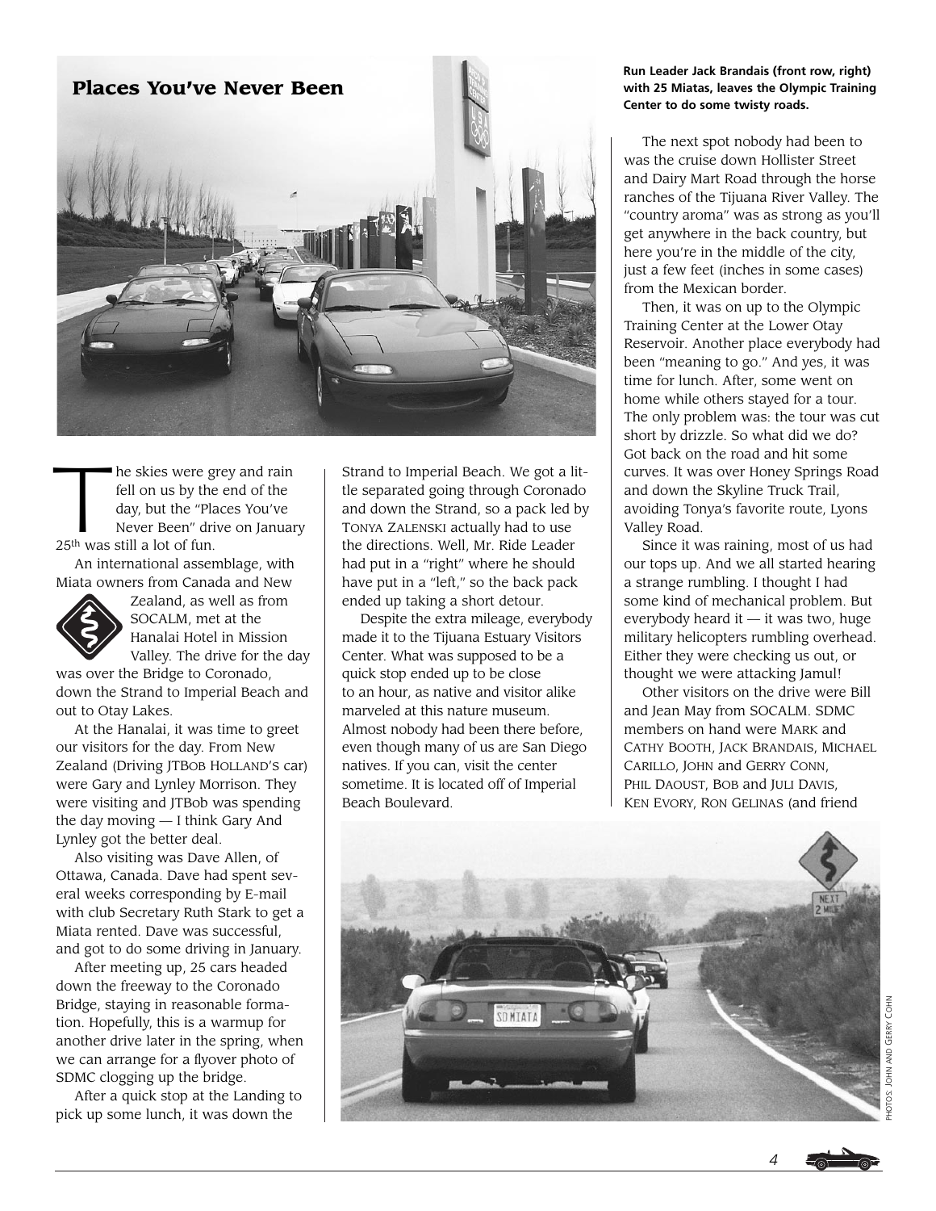# Places You've Never Been

**Run Leader Jack Brandais (front row, right) with 25 Miatas, leaves the Olympic Training Center to do some twisty roads.**

The skies were grey and rain fell on us by the end of the day, but the "Places You've Never Been" drive on January 25th was still a lot of fun.

An international assemblage, with Miata owners from Canada and New Zealand, as well as from SOCALM, met at the Hanalai Hotel in Mission Valley. The drive for the day was over the Bridge to Coronado, down the Strand to Imperial Beach and out to Otay Lakes.

At the Hanalai, it was time to greet our visitors for the day. From New Zealand (Driving JTBOB HOLLAND'S car) were Gary and Lynley Morrison. They were visiting and JTBob was spending the day moving — I think Gary And Lynley got the better deal.

Also visiting was Dave Allen, of Ottawa, Canada. Dave had spent several weeks corresponding by E-mail with club Secretary Ruth Stark to get a Miata rented. Dave was successful, and got to do some driving in January.

After meeting up, 25 cars headed down the freeway to the Coronado Bridge, staying in reasonable formation. Hopefully, this is a warmup for another drive later in the spring, when we can arrange for a flyover photo of SDMC clogging up the bridge.

After a quick stop at the Landing to pick up some lunch, it was down the Strand to Imperial Beach. We got a little separated going through Coronado and down the Strand, so a pack led by TONYA ZALENSKI actually had to use the directions. Well, Mr. Ride Leader had put in a "right" where he should have put in a "left," so the back pack ended up taking a short detour.

Despite the extra mileage, everybody made it to the Tijuana Estuary Visitors Center. What was supposed to be a quick stop ended up to be close to an hour, as native and visitor alike marveled at this nature museum. Almost nobody had been there before, even though many of us are San Diego natives. If you can, visit the center sometime. It is located off of Imperial Beach Boulevard.

The next spot nobody had been to was the cruise down Hollister Street and Dairy Mart Road through the horse ranches of the Tijuana River Valley. The "country aroma" was as strong as you'll get anywhere in the back country, but here you're in the middle of the city, just a few feet (inches in some cases) from the Mexican border.

Then, it was on up to the Olympic Training Center at the Lower Otay Reservoir. Another place everybody had been "meaning to go." And yes, it was time for lunch. After, some went on home while others stayed for a tour. The only problem was: the tour was cut short by drizzle. So what did we do? Got back on the road and hit some curves. It was over Honey Springs Road and down the Skyline Truck Trail, avoiding Tonya's favorite route, Lyons Valley Road.

Since it was raining, most of us had our tops up. And we all started hearing a strange rumbling. I thought I had some kind of mechanical problem. But everybody heard it — it was two, huge military helicopters rumbling overhead. Either they were checking us out, or thought we were attacking Jamul!

Other visitors on the drive were Bill and Jean May from SOCALM. SDMC members on hand were MARK and CATHY BOOTH, JACK BRANDAIS, MICHAEL CARILLO, JOHN and GERRY CONN, PHIL DAOUST, BOB and JULI DAVIS, KEN EVORY, RON GELINAS (and friend

PHOTOS: JOHN AND GERRY COHN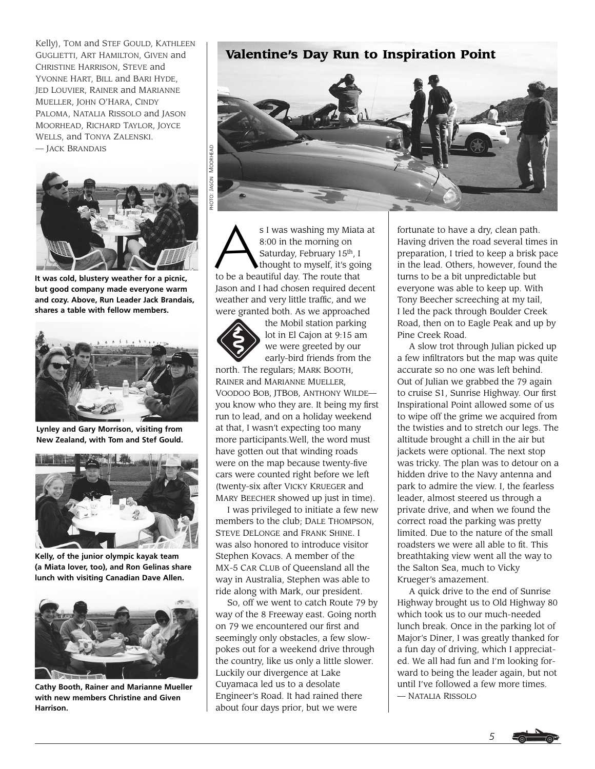Kelly), TOM and STEF GOULD, KATHLEEN GUGLIETTI, ART HAMILTON, GIVEN and CHRISTINE HARRISON, STEVE and YVONNE HART, BILL and BARI HYDE, JED LOUVIER, RAINER and MARIANNE MUELLER, JOHN O'HARA, CINDY PALOMA, NATALIA RISSOLO and JASON MOORHEAD, RICHARD TAYLOR, JOYCE WELLS, and TONYA ZALENSKI.
— JACK BRANDAIS

**It was cold, blustery weather for a picnic, but good company made everyone warm and cozy. Above, Run Leader Jack Brandais, shares a table with fellow members.**

**Lynley and Gary Morrison, visiting from New Zealand, with Tom and Stef Gould.**

**Kelly, of the junior olympic kayak team (a Miata lover, too), and Ron Gelinas share lunch with visiting Canadian Dave Allen.**

**Cathy Booth, Rainer and Marianne Mueller with new members Christine and Given Harrison.**

## *Valentine's Day Run to Inspiration Point*

PHOTO: JASON MOORHEAD

As I was washing my Miata at 8:00 in the morning on Saturday, February 15th, I thought to myself, it's going to be a beautiful day. The route that Jason and I had chosen required decent weather and very little traffic, and we were granted both. As we approached the Mobil station parking lot in El Cajon at 9:15 am we were greeted by our early-bird friends from the north. The regulars; MARK BOOTH, RAINER and MARIANNE MUELLER, VOODOO BOB, JTBOB, ANTHONY WILDE—you know who they are. It being my first run to lead, and on a holiday weekend at that, I wasn't expecting too many more participants.Well, the word must have gotten out that winding roads were on the map because twenty-five cars were counted right before we left (twenty-six after VICKY KRUEGER and MARY BEECHER showed up just in time).

I was privileged to initiate a few new members to the club; DALE THOMPSON, STEVE DELONGE and FRANK SHINE. I was also honored to introduce visitor Stephen Kovacs. A member of the MX-5 CAR CLUB of Queensland all the way in Australia, Stephen was able to ride along with Mark, our president.

So, off we went to catch Route 79 by way of the 8 Freeway east. Going north on 79 we encountered our first and seemingly only obstacles, a few slow-pokes out for a weekend drive through the country, like us only a little slower. Luckily our divergence at Lake Cuyamaca led us to a desolate Engineer's Road. It had rained there about four days prior, but we were fortunate to have a dry, clean path. Having driven the road several times in preparation, I tried to keep a brisk pace in the lead. Others, however, found the turns to be a bit unpredictable but everyone was able to keep up. With Tony Beecher screeching at my tail, I led the pack through Boulder Creek Road, then on to Eagle Peak and up by Pine Creek Road.

A slow trot through Julian picked up a few infiltrators but the map was quite accurate so no one was left behind. Out of Julian we grabbed the 79 again to cruise S1, Sunrise Highway. Our first Inspirational Point allowed some of us to wipe off the grime we acquired from the twisties and to stretch our legs. The altitude brought a chill in the air but jackets were optional. The next stop was tricky. The plan was to detour on a hidden drive to the Navy antenna and park to admire the view. I, the fearless leader, almost steered us through a private drive, and when we found the correct road the parking was pretty limited. Due to the nature of the small roadsters we were all able to fit. This breathtaking view went all the way to the Salton Sea, much to Vicky Krueger's amazement.

A quick drive to the end of Sunrise Highway brought us to Old Highway 80 which took us to our much-needed lunch break. Once in the parking lot of Major's Diner, I was greatly thanked for a fun day of driving, which I appreciated. We all had fun and I'm looking forward to being the leader again, but not until I've followed a few more times.
— NATALIA RISSOLO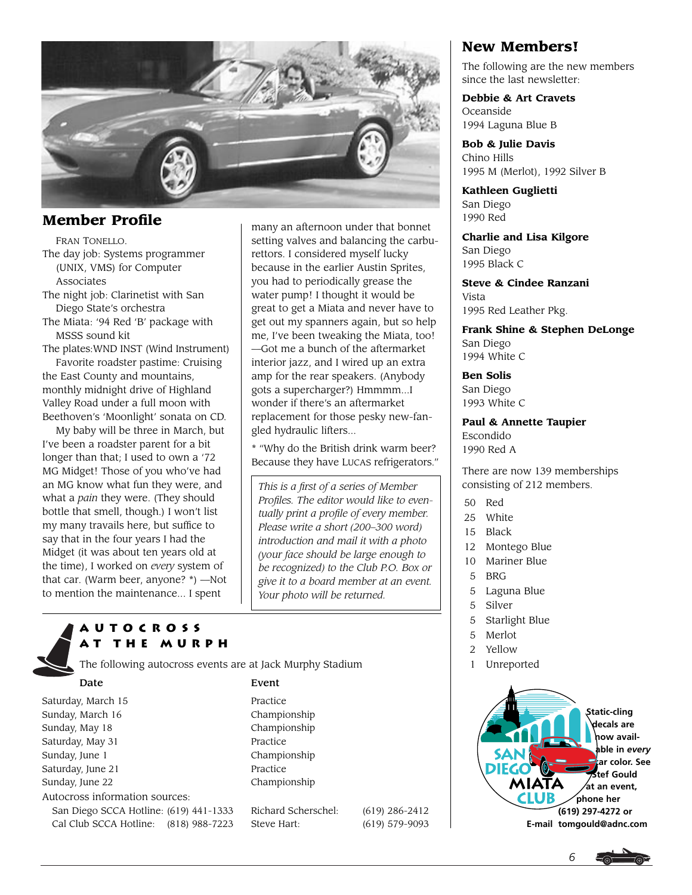## Member Profile

FRAN TONELLO.

The day job: Systems programmer (UNIX, VMS) for Computer Associates

The night job: Clarinetist with San Diego State's orchestra

The Miata: '94 Red 'B' package with MSSS sound kit

The plates:WND INST (Wind Instrument)

Favorite roadster pastime: Cruising the East County and mountains, monthly midnight drive of Highland Valley Road under a full moon with Beethoven's 'Moonlight' sonata on CD.

My baby will be three in March, but I've been a roadster parent for a bit longer than that; I used to own a '72 MG Midget! Those of you who've had an MG know what fun they were, and what a *pain* they were. (They should bottle that smell, though.) I won't list my many travails here, but suffice to say that in the four years I had the Midget (it was about ten years old at the time), I worked on *every* system of that car. (Warm beer, anyone? *) —Not to mention the maintenance... I spent many an afternoon under that bonnet setting valves and balancing the carburettors. I considered myself lucky because in the earlier Austin Sprites, you had to periodically grease the water pump! I thought it would be great to get a Miata and never have to get out my spanners again, but so help me, I've been tweaking the Miata, too! —Got me a bunch of the aftermarket interior jazz, and I wired up an extra amp for the rear speakers. (Anybody gots a supercharger?) Hmmmm...I wonder if there's an aftermarket replacement for those pesky new-fangled hydraulic lifters...

* "Why do the British drink warm beer? Because they have LUCAS refrigerators."

*This is a first of a series of Member Profiles. The editor would like to eventually print a profile of every member. Please write a short (200–300 word) introduction and mail it with a photo (your face should be large enough to be recognized) to the Club P.O. Box or give it to a board member at an event. Your photo will be returned.*

## AUTOCROSS AT THE MURPH

The following autocross events are at Jack Murphy Stadium

| Date | Event |
|---|---|
| Saturday, March 15 | Practice |
| Sunday, March 16 | Championship |
| Sunday, May 18 | Championship |
| Saturday, May 31 | Practice |
| Sunday, June 1 | Championship |
| Saturday, June 21 | Practice |
| Sunday, June 22 | Championship |

Autocross information sources:

| | | | |
|---|---|---|---|
| San Diego SCCA Hotline: | (619) 441-1333 | Richard Scherschel: | (619) 286-2412 |
| Cal Club SCCA Hotline: | (818) 988-7223 | Steve Hart: | (619) 579-9093 |

## New Members!

The following are the new members since the last newsletter:

**Debbie & Art Cravets**
Oceanside
1994 Laguna Blue B

**Bob & Julie Davis**
Chino Hills
1995 M (Merlot), 1992 Silver B

**Kathleen Guglietti**
San Diego
1990 Red

**Charlie and Lisa Kilgore**
San Diego
1995 Black C

**Steve & Cindee Ranzani**
Vista
1995 Red Leather Pkg.

**Frank Shine & Stephen DeLonge**
San Diego
1994 White C

**Ben Solis**
San Diego
1993 White C

**Paul & Annette Taupier**
Escondido
1990 Red A

There are now 139 memberships consisting of 212 members.

| | |
|---|---|
| 50 | Red |
| 25 | White |
| 15 | Black |
| 12 | Montego Blue |
| 10 | Mariner Blue |
| 5 | BRG |
| 5 | Laguna Blue |
| 5 | Silver |
| 5 | Starlight Blue |
| 5 | Merlot |
| 2 | Yellow |
| 1 | Unreported |

**Static-cling decals are now available in *every* car color. See Stef Gould at an event, phone her (619) 297-4272 or E-mail tomgould@adnc.com**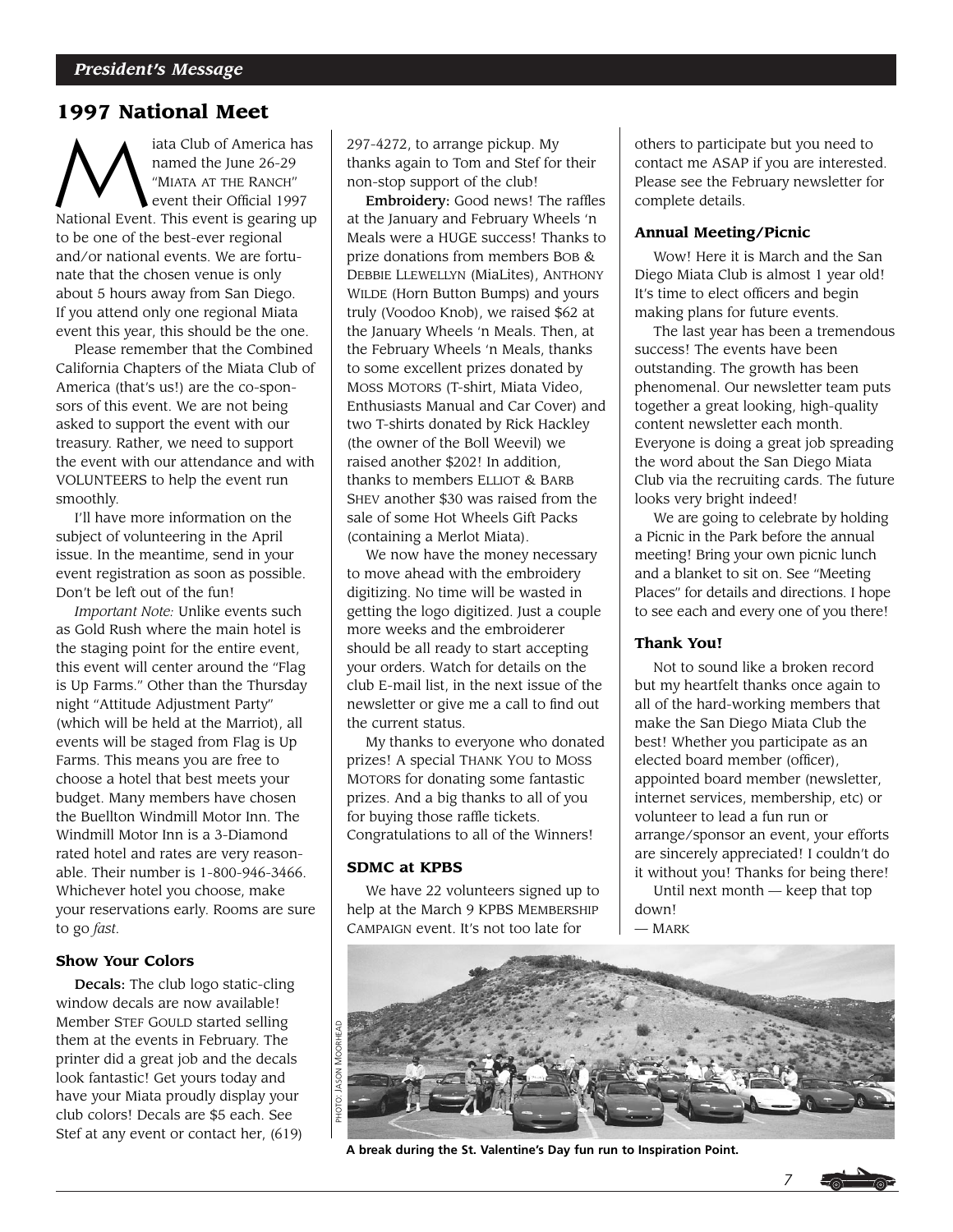*President's Message*

## 1997 National Meet

Miata Club of America has named the June 26-29 "MIATA AT THE RANCH" event their Official 1997 National Event. This event is gearing up to be one of the best-ever regional and/or national events. We are fortunate that the chosen venue is only about 5 hours away from San Diego. If you attend only one regional Miata event this year, this should be the one.

Please remember that the Combined California Chapters of the Miata Club of America (that's us!) are the co-sponsors of this event. We are not being asked to support the event with our treasury. Rather, we need to support the event with our attendance and with VOLUNTEERS to help the event run smoothly.

I'll have more information on the subject of volunteering in the April issue. In the meantime, send in your event registration as soon as possible. Don't be left out of the fun!

*Important Note:* Unlike events such as Gold Rush where the main hotel is the staging point for the entire event, this event will center around the "Flag is Up Farms." Other than the Thursday night "Attitude Adjustment Party" (which will be held at the Marriot), all events will be staged from Flag is Up Farms. This means you are free to choose a hotel that best meets your budget. Many members have chosen the Buellton Windmill Motor Inn. The Windmill Motor Inn is a 3-Diamond rated hotel and rates are very reasonable. Their number is 1-800-946-3466. Whichever hotel you choose, make your reservations early. Rooms are sure to go *fast*.

### Show Your Colors

**Decals:** The club logo static-cling window decals are now available! Member STEF GOULD started selling them at the events in February. The printer did a great job and the decals look fantastic! Get yours today and have your Miata proudly display your club colors! Decals are $5 each. See Stef at any event or contact her, (619) 297-4272, to arrange pickup. My thanks again to Tom and Stef for their non-stop support of the club!

**Embroidery:** Good news! The raffles at the January and February Wheels 'n Meals were a HUGE success! Thanks to prize donations from members BOB & DEBBIE LLEWELLYN (MiaLites), ANTHONY WILDE (Horn Button Bumps) and yours truly (Voodoo Knob), we raised $62 at the January Wheels 'n Meals. Then, at the February Wheels 'n Meals, thanks to some excellent prizes donated by MOSS MOTORS (T-shirt, Miata Video, Enthusiasts Manual and Car Cover) and two T-shirts donated by Rick Hackley (the owner of the Boll Weevil) we raised another $202! In addition, thanks to members ELLIOT & BARB SHEV another $30 was raised from the sale of some Hot Wheels Gift Packs (containing a Merlot Miata).

We now have the money necessary to move ahead with the embroidery digitizing. No time will be wasted in getting the logo digitized. Just a couple more weeks and the embroiderer should be all ready to start accepting your orders. Watch for details on the club E-mail list, in the next issue of the newsletter or give me a call to find out the current status.

My thanks to everyone who donated prizes! A special THANK YOU to MOSS MOTORS for donating some fantastic prizes. And a big thanks to all of you for buying those raffle tickets. Congratulations to all of the Winners!

### SDMC at KPBS

We have 22 volunteers signed up to help at the March 9 KPBS MEMBERSHIP CAMPAIGN event. It's not too late for others to participate but you need to contact me ASAP if you are interested. Please see the February newsletter for complete details.

### Annual Meeting/Picnic

Wow! Here it is March and the San Diego Miata Club is almost 1 year old! It's time to elect officers and begin making plans for future events.

The last year has been a tremendous success! The events have been outstanding. The growth has been phenomenal. Our newsletter team puts together a great looking, high-quality content newsletter each month. Everyone is doing a great job spreading the word about the San Diego Miata Club via the recruiting cards. The future looks very bright indeed!

We are going to celebrate by holding a Picnic in the Park before the annual meeting! Bring your own picnic lunch and a blanket to sit on. See "Meeting Places" for details and directions. I hope to see each and every one of you there!

### Thank You!

Not to sound like a broken record but my heartfelt thanks once again to all of the hard-working members that make the San Diego Miata Club the best! Whether you participate as an elected board member (officer), appointed board member (newsletter, internet services, membership, etc) or volunteer to lead a fun run or arrange/sponsor an event, your efforts are sincerely appreciated! I couldn't do it without you! Thanks for being there!

Until next month — keep that top down!

— MARK

PHOTO: JASON MOORHEAD

**A break during the St. Valentine's Day fun run to Inspiration Point.**